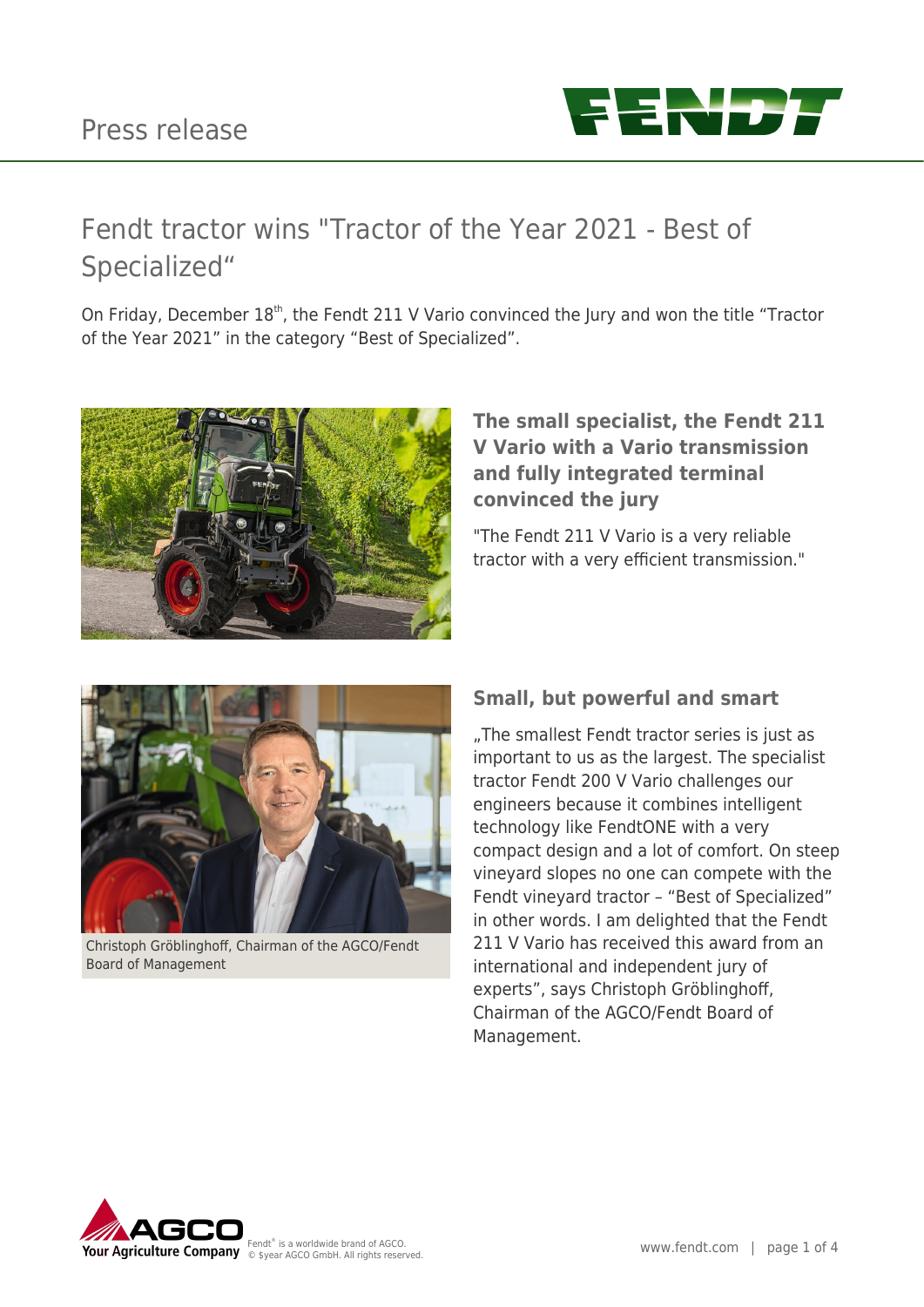Press release

# Fendt tractor wins "Tractor of the Year 2021 - Best of Specialized“

On Friday, December 18th, the Fendt 211 V Vario convinced the Jury and won the title “Tractor of the Year 2021” in the category “Best of Specialized”.

## The small specialist, the Fendt 211 V Vario with a Vario transmission and fully integrated terminal convinced the jury

"The Fendt 211 V Vario is a very reliable tractor with a very efficient transmission."

Christoph Gröblinghoff, Chairman of the AGCO/Fendt Board of Management

## Small, but powerful and smart

„The smallest Fendt tractor series is just as important to us as the largest. The specialist tractor Fendt 200 V Vario challenges our engineers because it combines intelligent technology like FendtONE with a very compact design and a lot of comfort. On steep vineyard slopes no one can compete with the Fendt vineyard tractor – “Best of Specialized” in other words. I am delighted that the Fendt 211 V Vario has received this award from an international and independent jury of experts”, says Christoph Gröblinghoff, Chairman of the AGCO/Fendt Board of Management.

Fendt® is a worldwide brand of AGCO.
© $year AGCO GmbH. All rights reserved.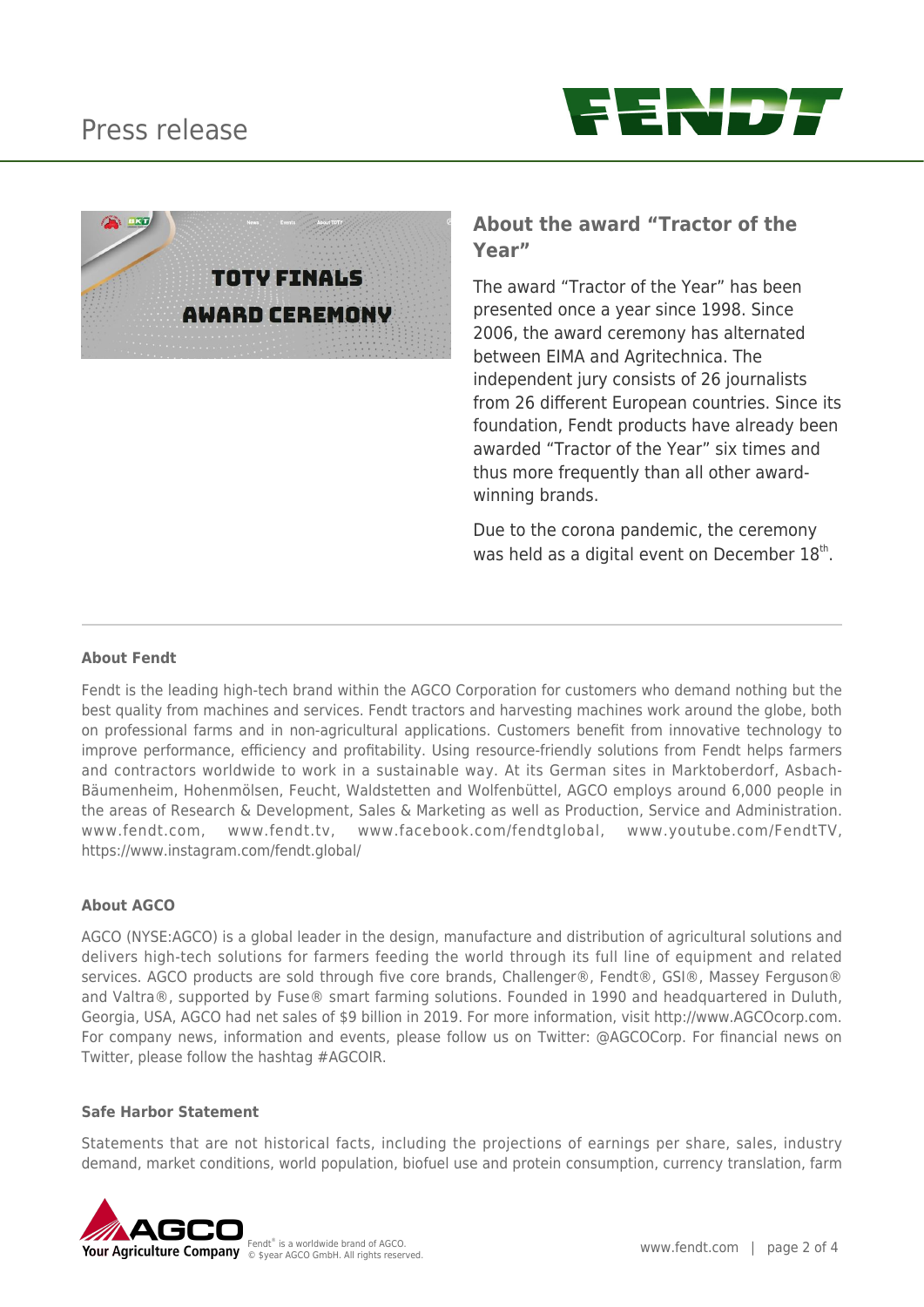## About the award "Tractor of the Year"

The award "Tractor of the Year" has been presented once a year since 1998. Since 2006, the award ceremony has alternated between EIMA and Agritechnica. The independent jury consists of 26 journalists from 26 different European countries. Since its foundation, Fendt products have already been awarded "Tractor of the Year" six times and thus more frequently than all other award-winning brands.

Due to the corona pandemic, the ceremony was held as a digital event on December 18th.

---

**About Fendt**

Fendt is the leading high-tech brand within the AGCO Corporation for customers who demand nothing but the best quality from machines and services. Fendt tractors and harvesting machines work around the globe, both on professional farms and in non-agricultural applications. Customers benefit from innovative technology to improve performance, efficiency and profitability. Using resource-friendly solutions from Fendt helps farmers and contractors worldwide to work in a sustainable way. At its German sites in Marktoberdorf, Asbach-Bäumenheim, Hohenmölsen, Feucht, Waldstetten and Wolfenbüttel, AGCO employs around 6,000 people in the areas of Research & Development, Sales & Marketing as well as Production, Service and Administration. www.fendt.com, www.fendt.tv, www.facebook.com/fendtglobal, www.youtube.com/FendtTV, https://www.instagram.com/fendt.global/

**About AGCO**

AGCO (NYSE:AGCO) is a global leader in the design, manufacture and distribution of agricultural solutions and delivers high-tech solutions for farmers feeding the world through its full line of equipment and related services. AGCO products are sold through five core brands, Challenger®, Fendt®, GSI®, Massey Ferguson® and Valtra®, supported by Fuse® smart farming solutions. Founded in 1990 and headquartered in Duluth, Georgia, USA, AGCO had net sales of $9 billion in 2019. For more information, visit http://www.AGCOcorp.com. For company news, information and events, please follow us on Twitter: @AGCOCorp. For financial news on Twitter, please follow the hashtag #AGCOIR.

**Safe Harbor Statement**

Statements that are not historical facts, including the projections of earnings per share, sales, industry demand, market conditions, world population, biofuel use and protein consumption, currency translation, farm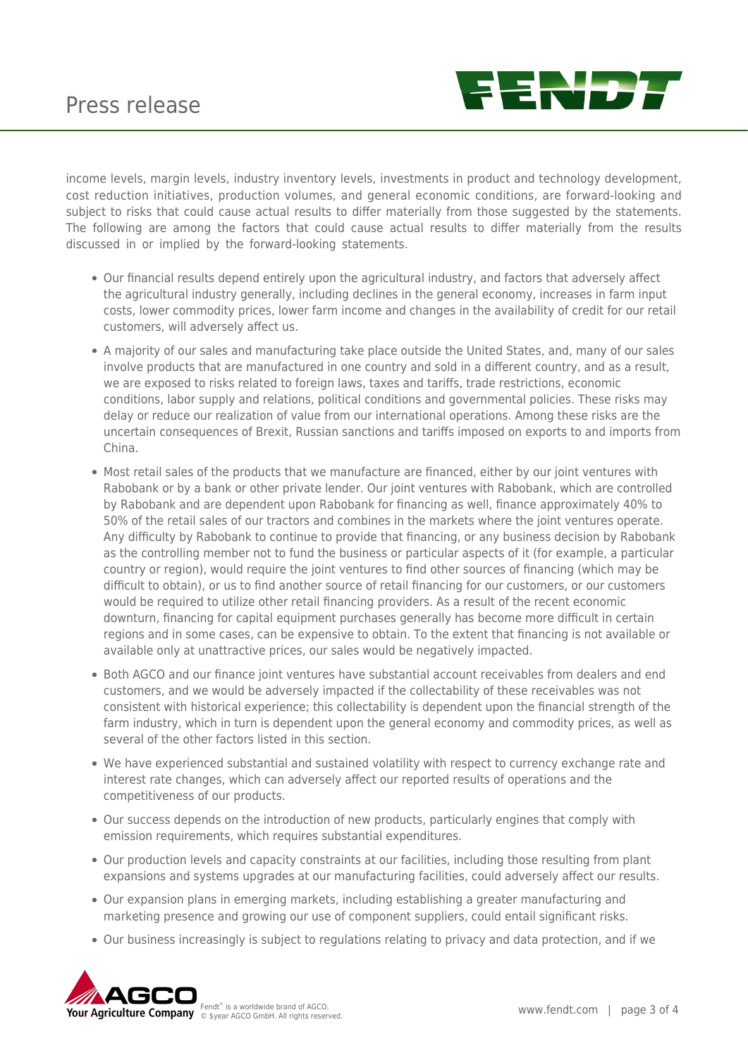income levels, margin levels, industry inventory levels, investments in product and technology development, cost reduction initiatives, production volumes, and general economic conditions, are forward-looking and subject to risks that could cause actual results to differ materially from those suggested by the statements. The following are among the factors that could cause actual results to differ materially from the results discussed in or implied by the forward-looking statements.

- Our financial results depend entirely upon the agricultural industry, and factors that adversely affect the agricultural industry generally, including declines in the general economy, increases in farm input costs, lower commodity prices, lower farm income and changes in the availability of credit for our retail customers, will adversely affect us.
- A majority of our sales and manufacturing take place outside the United States, and, many of our sales involve products that are manufactured in one country and sold in a different country, and as a result, we are exposed to risks related to foreign laws, taxes and tariffs, trade restrictions, economic conditions, labor supply and relations, political conditions and governmental policies. These risks may delay or reduce our realization of value from our international operations. Among these risks are the uncertain consequences of Brexit, Russian sanctions and tariffs imposed on exports to and imports from China.
- Most retail sales of the products that we manufacture are financed, either by our joint ventures with Rabobank or by a bank or other private lender. Our joint ventures with Rabobank, which are controlled by Rabobank and are dependent upon Rabobank for financing as well, finance approximately 40% to 50% of the retail sales of our tractors and combines in the markets where the joint ventures operate. Any difficulty by Rabobank to continue to provide that financing, or any business decision by Rabobank as the controlling member not to fund the business or particular aspects of it (for example, a particular country or region), would require the joint ventures to find other sources of financing (which may be difficult to obtain), or us to find another source of retail financing for our customers, or our customers would be required to utilize other retail financing providers. As a result of the recent economic downturn, financing for capital equipment purchases generally has become more difficult in certain regions and in some cases, can be expensive to obtain. To the extent that financing is not available or available only at unattractive prices, our sales would be negatively impacted.
- Both AGCO and our finance joint ventures have substantial account receivables from dealers and end customers, and we would be adversely impacted if the collectability of these receivables was not consistent with historical experience; this collectability is dependent upon the financial strength of the farm industry, which in turn is dependent upon the general economy and commodity prices, as well as several of the other factors listed in this section.
- We have experienced substantial and sustained volatility with respect to currency exchange rate and interest rate changes, which can adversely affect our reported results of operations and the competitiveness of our products.
- Our success depends on the introduction of new products, particularly engines that comply with emission requirements, which requires substantial expenditures.
- Our production levels and capacity constraints at our facilities, including those resulting from plant expansions and systems upgrades at our manufacturing facilities, could adversely affect our results.
- Our expansion plans in emerging markets, including establishing a greater manufacturing and marketing presence and growing our use of component suppliers, could entail significant risks.
- Our business increasingly is subject to regulations relating to privacy and data protection, and if we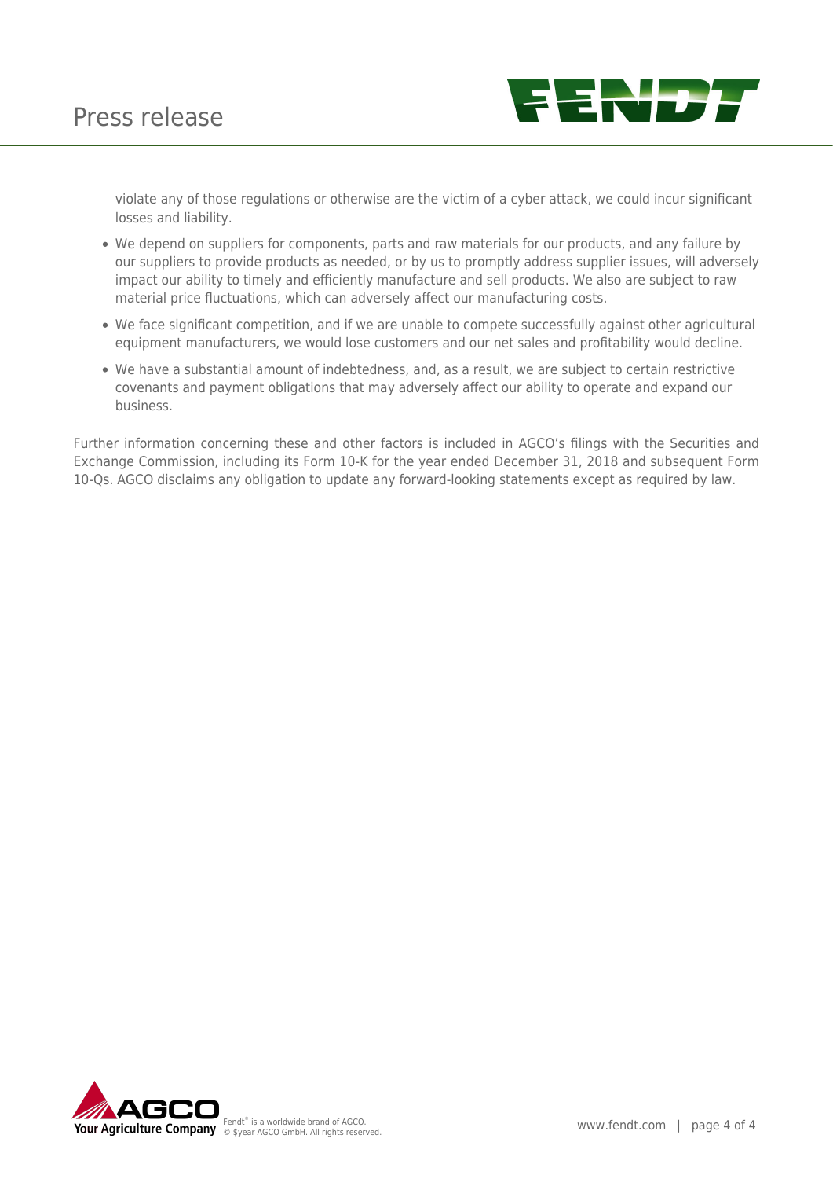violate any of those regulations or otherwise are the victim of a cyber attack, we could incur significant losses and liability.

- We depend on suppliers for components, parts and raw materials for our products, and any failure by our suppliers to provide products as needed, or by us to promptly address supplier issues, will adversely impact our ability to timely and efficiently manufacture and sell products. We also are subject to raw material price fluctuations, which can adversely affect our manufacturing costs.
- We face significant competition, and if we are unable to compete successfully against other agricultural equipment manufacturers, we would lose customers and our net sales and profitability would decline.
- We have a substantial amount of indebtedness, and, as a result, we are subject to certain restrictive covenants and payment obligations that may adversely affect our ability to operate and expand our business.

Further information concerning these and other factors is included in AGCO's filings with the Securities and Exchange Commission, including its Form 10-K for the year ended December 31, 2018 and subsequent Form 10-Qs. AGCO disclaims any obligation to update any forward-looking statements except as required by law.